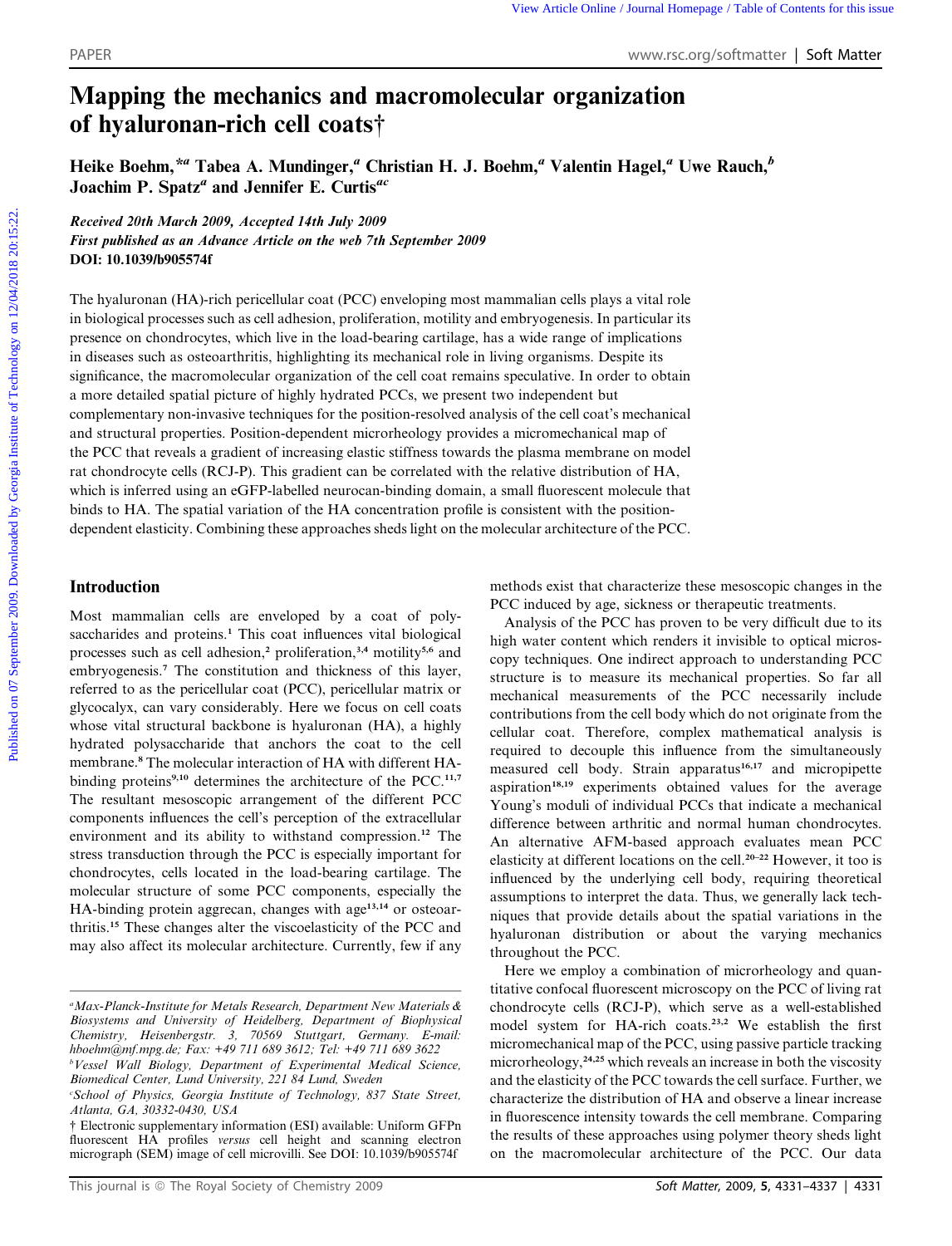# Mapping the mechanics and macromolecular organization of hyaluronan-rich cell coats†

Heike Boehm,*[a] Tabea A. Mundinger,[a] Christian H. J. Boehm,[a] Valentin Hagel,[a] Uwe Rauch,[b] Joachim P. Spatz[a] and Jennifer E. Curtis[ac]

*Received 20th March 2009, Accepted 14th July 2009*
*First published as an Advance Article on the web 7th September 2009*
**DOI: 10.1039/b905574f**

The hyaluronan (HA)-rich pericellular coat (PCC) enveloping most mammalian cells plays a vital role in biological processes such as cell adhesion, proliferation, motility and embryogenesis. In particular its presence on chondrocytes, which live in the load-bearing cartilage, has a wide range of implications in diseases such as osteoarthritis, highlighting its mechanical role in living organisms. Despite its significance, the macromolecular organization of the cell coat remains speculative. In order to obtain a more detailed spatial picture of highly hydrated PCCs, we present two independent but complementary non-invasive techniques for the position-resolved analysis of the cell coat's mechanical and structural properties. Position-dependent microrheology provides a micromechanical map of the PCC that reveals a gradient of increasing elastic stiffness towards the plasma membrane on model rat chondrocyte cells (RCJ-P). This gradient can be correlated with the relative distribution of HA, which is inferred using an eGFP-labelled neurocan-binding domain, a small fluorescent molecule that binds to HA. The spatial variation of the HA concentration profile is consistent with the position-dependent elasticity. Combining these approaches sheds light on the molecular architecture of the PCC.

## Introduction

Most mammalian cells are enveloped by a coat of polysaccharides and proteins.[1] This coat influences vital biological processes such as cell adhesion,[2] proliferation,[3,4] motility[5,6] and embryogenesis.[7] The constitution and thickness of this layer, referred to as the pericellular coat (PCC), pericellular matrix or glycocalyx, can vary considerably. Here we focus on cell coats whose vital structural backbone is hyaluronan (HA), a highly hydrated polysaccharide that anchors the coat to the cell membrane.[8] The molecular interaction of HA with different HA-binding proteins[9,10] determines the architecture of the PCC.[11,7] The resultant mesoscopic arrangement of the different PCC components influences the cell's perception of the extracellular environment and its ability to withstand compression.[12] The stress transduction through the PCC is especially important for chondrocytes, cells located in the load-bearing cartilage. The molecular structure of some PCC components, especially the HA-binding protein aggrecan, changes with age[13,14] or osteoarthritis.[15] These changes alter the viscoelasticity of the PCC and may also affect its molecular architecture. Currently, few if any methods exist that characterize these mesoscopic changes in the PCC induced by age, sickness or therapeutic treatments.

Analysis of the PCC has proven to be very difficult due to its high water content which renders it invisible to optical microscopy techniques. One indirect approach to understanding PCC structure is to measure its mechanical properties. So far all mechanical measurements of the PCC necessarily include contributions from the cell body which do not originate from the cellular coat. Therefore, complex mathematical analysis is required to decouple this influence from the simultaneously measured cell body. Strain apparatus[16,17] and micropipette aspiration[18,19] experiments obtained values for the average Young's moduli of individual PCCs that indicate a mechanical difference between arthritic and normal human chondrocytes. An alternative AFM-based approach evaluates mean PCC elasticity at different locations on the cell.[20–22] However, it too is influenced by the underlying cell body, requiring theoretical assumptions to interpret the data. Thus, we generally lack techniques that provide details about the spatial variations in the hyaluronan distribution or about the varying mechanics throughout the PCC.

Here we employ a combination of microrheology and quantitative confocal fluorescent microscopy on the PCC of living rat chondrocyte cells (RCJ-P), which serve as a well-established model system for HA-rich coats.[23,2] We establish the first micromechanical map of the PCC, using passive particle tracking microrheology,[24,25] which reveals an increase in both the viscosity and the elasticity of the PCC towards the cell surface. Further, we characterize the distribution of HA and observe a linear increase in fluorescence intensity towards the cell membrane. Comparing the results of these approaches using polymer theory sheds light on the macromolecular architecture of the PCC. Our data

---

[a] *Max-Planck-Institute for Metals Research, Department New Materials & Biosystems and University of Heidelberg, Department of Biophysical Chemistry, Heisenbergstr. 3, 70569 Stuttgart, Germany. E-mail: hboehm@mf.mpg.de; Fax: +49 711 689 3612; Tel: +49 711 689 3622*
[b] *Vessel Wall Biology, Department of Experimental Medical Science, Biomedical Center, Lund University, 221 84 Lund, Sweden*
[c] *School of Physics, Georgia Institute of Technology, 837 State Street, Atlanta, GA, 30332-0430, USA*
† Electronic supplementary information (ESI) available: Uniform GFPn fluorescent HA profiles *versus* cell height and scanning electron micrograph (SEM) image of cell microvilli. See DOI: 10.1039/b905574f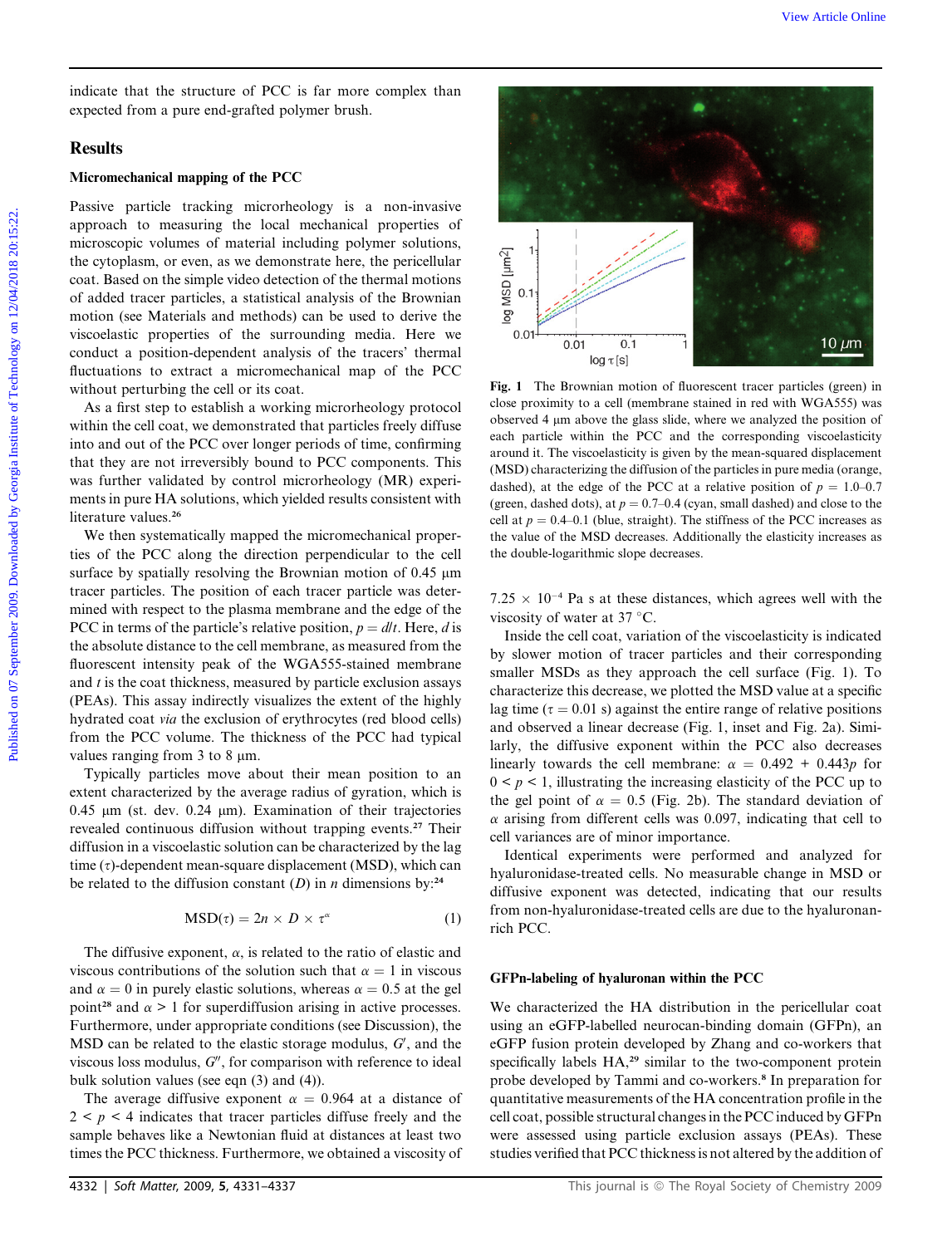indicate that the structure of PCC is far more complex than expected from a pure end-grafted polymer brush.

## Results

### Micromechanical mapping of the PCC

Passive particle tracking microrheology is a non-invasive approach to measuring the local mechanical properties of microscopic volumes of material including polymer solutions, the cytoplasm, or even, as we demonstrate here, the pericellular coat. Based on the simple video detection of the thermal motions of added tracer particles, a statistical analysis of the Brownian motion (see Materials and methods) can be used to derive the viscoelastic properties of the surrounding media. Here we conduct a position-dependent analysis of the tracers' thermal fluctuations to extract a micromechanical map of the PCC without perturbing the cell or its coat.

As a first step to establish a working microrheology protocol within the cell coat, we demonstrated that particles freely diffuse into and out of the PCC over longer periods of time, confirming that they are not irreversibly bound to PCC components. This was further validated by control microrheology (MR) experiments in pure HA solutions, which yielded results consistent with literature values.[26]

We then systematically mapped the micromechanical properties of the PCC along the direction perpendicular to the cell surface by spatially resolving the Brownian motion of 0.45 μm tracer particles. The position of each tracer particle was determined with respect to the plasma membrane and the edge of the PCC in terms of the particle's relative position, $p = d/t$. Here, $d$ is the absolute distance to the cell membrane, as measured from the fluorescent intensity peak of the WGA555-stained membrane and $t$ is the coat thickness, measured by particle exclusion assays (PEAs). This assay indirectly visualizes the extent of the highly hydrated coat *via* the exclusion of erythrocytes (red blood cells) from the PCC volume. The thickness of the PCC had typical values ranging from 3 to 8 μm.

Typically particles move about their mean position to an extent characterized by the average radius of gyration, which is 0.45 μm (st. dev. 0.24 μm). Examination of their trajectories revealed continuous diffusion without trapping events.[27] Their diffusion in a viscoelastic solution can be characterized by the lag time ($\tau$)-dependent mean-square displacement (MSD), which can be related to the diffusion constant ($D$) in $n$ dimensions by:[24]

$$\mathrm{MSD}(\tau) = 2n \times D \times \tau^{\alpha} \quad (1)$$

The diffusive exponent, $\alpha$, is related to the ratio of elastic and viscous contributions of the solution such that $\alpha = 1$ in viscous and $\alpha = 0$ in purely elastic solutions, whereas $\alpha = 0.5$ at the gel point[28] and $\alpha > 1$ for superdiffusion arising in active processes. Furthermore, under appropriate conditions (see Discussion), the MSD can be related to the elastic storage modulus, $G'$, and the viscous loss modulus, $G''$, for comparison with reference to ideal bulk solution values (see eqn (3) and (4)).

The average diffusive exponent $\alpha = 0.964$ at a distance of $2 < p < 4$ indicates that tracer particles diffuse freely and the sample behaves like a Newtonian fluid at distances at least two times the PCC thickness. Furthermore, we obtained a viscosity of $7.25 \times 10^{-4}$ Pa s at these distances, which agrees well with the viscosity of water at 37 °C.

**Fig. 1** The Brownian motion of fluorescent tracer particles (green) in close proximity to a cell (membrane stained in red with WGA555) was observed 4 μm above the glass slide, where we analyzed the position of each particle within the PCC and the corresponding viscoelasticity around it. The viscoelasticity is given by the mean-squared displacement (MSD) characterizing the diffusion of the particles in pure media (orange, dashed), at the edge of the PCC at a relative position of $p$ = 1.0–0.7 (green, dashed dots), at $p$ = 0.7–0.4 (cyan, small dashed) and close to the cell at $p$ = 0.4–0.1 (blue, straight). The stiffness of the PCC increases as the value of the MSD decreases. Additionally the elasticity increases as the double-logarithmic slope decreases.

Inside the cell coat, variation of the viscoelasticity is indicated by slower motion of tracer particles and their corresponding smaller MSDs as they approach the cell surface (Fig. 1). To characterize this decrease, we plotted the MSD value at a specific lag time ($\tau$ = 0.01 s) against the entire range of relative positions and observed a linear decrease (Fig. 1, inset and Fig. 2a). Similarly, the diffusive exponent within the PCC also decreases linearly towards the cell membrane: $\alpha = 0.492 + 0.443p$ for $0 < p < 1$, illustrating the increasing elasticity of the PCC up to the gel point of $\alpha = 0.5$ (Fig. 2b). The standard deviation of $\alpha$ arising from different cells was 0.097, indicating that cell to cell variances are of minor importance.

Identical experiments were performed and analyzed for hyaluronidase-treated cells. No measurable change in MSD or diffusive exponent was detected, indicating that our results from non-hyaluronidase-treated cells are due to the hyaluronan-rich PCC.

### GFPn-labeling of hyaluronan within the PCC

We characterized the HA distribution in the pericellular coat using an eGFP-labelled neurocan-binding domain (GFPn), an eGFP fusion protein developed by Zhang and co-workers that specifically labels HA,[29] similar to the two-component protein probe developed by Tammi and co-workers.[8] In preparation for quantitative measurements of the HA concentration profile in the cell coat, possible structural changes in the PCC induced by GFPn were assessed using particle exclusion assays (PEAs). These studies verified that PCC thickness is not altered by the addition of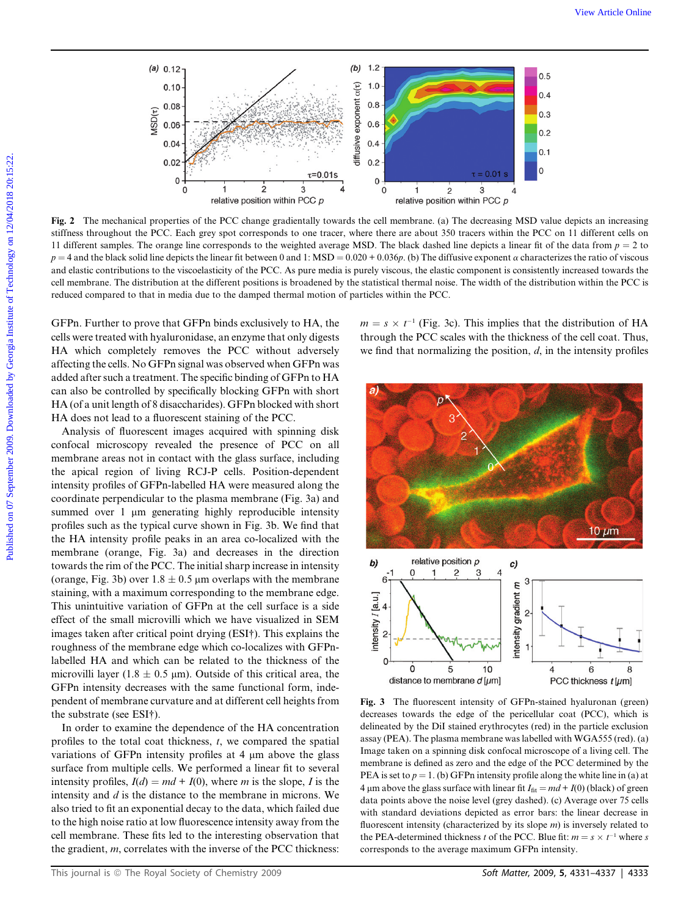**Fig. 2** The mechanical properties of the PCC change gradientally towards the cell membrane. (a) The decreasing MSD value depicts an increasing stiffness throughout the PCC. Each grey spot corresponds to one tracer, where there are about 350 tracers within the PCC on 11 different cells on 11 different samples. The orange line corresponds to the weighted average MSD. The black dashed line depicts a linear fit of the data from $p = 2$ to $p = 4$ and the black solid line depicts the linear fit between 0 and 1: MSD = 0.020 + 0.036$p$. (b) The diffusive exponent $\alpha$ characterizes the ratio of viscous and elastic contributions to the viscoelasticity of the PCC. As pure media is purely viscous, the elastic component is consistently increased towards the cell membrane. The distribution at the different positions is broadened by the statistical thermal noise. The width of the distribution within the PCC is reduced compared to that in media due to the damped thermal motion of particles within the PCC.

GFPn. Further to prove that GFPn binds exclusively to HA, the cells were treated with hyaluronidase, an enzyme that only digests HA which completely removes the PCC without adversely affecting the cells. No GFPn signal was observed when GFPn was added after such a treatment. The specific binding of GFPn to HA can also be controlled by specifically blocking GFPn with short HA (of a unit length of 8 disaccharides). GFPn blocked with short HA does not lead to a fluorescent staining of the PCC.

Analysis of fluorescent images acquired with spinning disk confocal microscopy revealed the presence of PCC on all membrane areas not in contact with the glass surface, including the apical region of living RCJ-P cells. Position-dependent intensity profiles of GFPn-labelled HA were measured along the coordinate perpendicular to the plasma membrane (Fig. 3a) and summed over 1 μm generating highly reproducible intensity profiles such as the typical curve shown in Fig. 3b. We find that the HA intensity profile peaks in an area co-localized with the membrane (orange, Fig. 3a) and decreases in the direction towards the rim of the PCC. The initial sharp increase in intensity (orange, Fig. 3b) over 1.8 ± 0.5 μm overlaps with the membrane staining, with a maximum corresponding to the membrane edge. This unintuitive variation of GFPn at the cell surface is a side effect of the small microvilli which we have visualized in SEM images taken after critical point drying (ESI†). This explains the roughness of the membrane edge which co-localizes with GFPn-labelled HA and which can be related to the thickness of the microvilli layer (1.8 ± 0.5 μm). Outside of this critical area, the GFPn intensity decreases with the same functional form, independent of membrane curvature and at different cell heights from the substrate (see ESI†).

In order to examine the dependence of the HA concentration profiles to the total coat thickness, $t$, we compared the spatial variations of GFPn intensity profiles at 4 μm above the glass surface from multiple cells. We performed a linear fit to several intensity profiles, $I(d) = md + I(0)$, where $m$ is the slope, $I$ is the intensity and $d$ is the distance to the membrane in microns. We also tried to fit an exponential decay to the data, which failed due to the high noise ratio at low fluorescence intensity away from the cell membrane. These fits led to the interesting observation that the gradient, $m$, correlates with the inverse of the PCC thickness: $m = s \times t^{-1}$ (Fig. 3c). This implies that the distribution of HA through the PCC scales with the thickness of the cell coat. Thus, we find that normalizing the position, $d$, in the intensity profiles

**Fig. 3** The fluorescent intensity of GFPn-stained hyaluronan (green) decreases towards the edge of the pericellular coat (PCC), which is delineated by the DiI stained erythrocytes (red) in the particle exclusion assay (PEA). The plasma membrane was labelled with WGA555 (red). (a) Image taken on a spinning disk confocal microscope of a living cell. The membrane is defined as zero and the edge of the PCC determined by the PEA is set to $p = 1$. (b) GFPn intensity profile along the white line in (a) at 4 μm above the glass surface with linear fit $I_{\text{fit}} = md + I(0)$ (black) of green data points above the noise level (grey dashed). (c) Average over 75 cells with standard deviations depicted as error bars: the linear decrease in fluorescent intensity (characterized by its slope $m$) is inversely related to the PEA-determined thickness $t$ of the PCC. Blue fit: $m = s \times t^{-1}$ where $s$ corresponds to the average maximum GFPn intensity.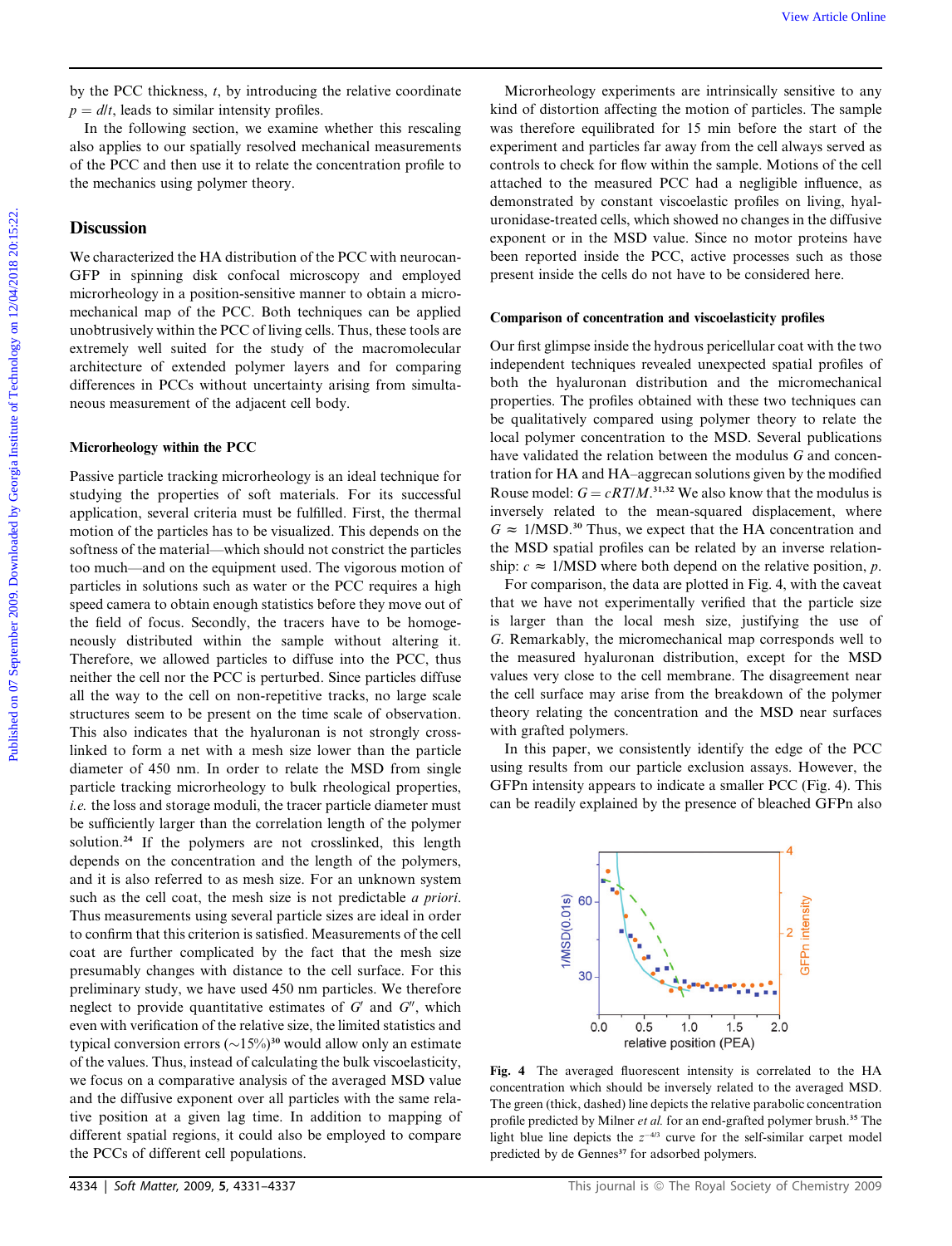by the PCC thickness, $t$, by introducing the relative coordinate $p = d/t$, leads to similar intensity profiles.

In the following section, we examine whether this rescaling also applies to our spatially resolved mechanical measurements of the PCC and then use it to relate the concentration profile to the mechanics using polymer theory.

## Discussion

We characterized the HA distribution of the PCC with neurocan-GFP in spinning disk confocal microscopy and employed microrheology in a position-sensitive manner to obtain a micromechanical map of the PCC. Both techniques can be applied unobtrusively within the PCC of living cells. Thus, these tools are extremely well suited for the study of the macromolecular architecture of extended polymer layers and for comparing differences in PCCs without uncertainty arising from simultaneous measurement of the adjacent cell body.

### Microrheology within the PCC

Passive particle tracking microrheology is an ideal technique for studying the properties of soft materials. For its successful application, several criteria must be fulfilled. First, the thermal motion of the particles has to be visualized. This depends on the softness of the material—which should not constrict the particles too much—and on the equipment used. The vigorous motion of particles in solutions such as water or the PCC requires a high speed camera to obtain enough statistics before they move out of the field of focus. Secondly, the tracers have to be homogeneously distributed within the sample without altering it. Therefore, we allowed particles to diffuse into the PCC, thus neither the cell nor the PCC is perturbed. Since particles diffuse all the way to the cell on non-repetitive tracks, no large scale structures seem to be present on the time scale of observation. This also indicates that the hyaluronan is not strongly crosslinked to form a net with a mesh size lower than the particle diameter of 450 nm. In order to relate the MSD from single particle tracking microrheology to bulk rheological properties, *i.e.* the loss and storage moduli, the tracer particle diameter must be sufficiently larger than the correlation length of the polymer solution.[24] If the polymers are not crosslinked, this length depends on the concentration and the length of the polymers, and it is also referred to as mesh size. For an unknown system such as the cell coat, the mesh size is not predictable *a priori*. Thus measurements using several particle sizes are ideal in order to confirm that this criterion is satisfied. Measurements of the cell coat are further complicated by the fact that the mesh size presumably changes with distance to the cell surface. For this preliminary study, we have used 450 nm particles. We therefore neglect to provide quantitative estimates of $G'$ and $G''$, which even with verification of the relative size, the limited statistics and typical conversion errors (~15%)[30] would allow only an estimate of the values. Thus, instead of calculating the bulk viscoelasticity, we focus on a comparative analysis of the averaged MSD value and the diffusive exponent over all particles with the same relative position at a given lag time. In addition to mapping of different spatial regions, it could also be employed to compare the PCCs of different cell populations.

Microrheology experiments are intrinsically sensitive to any kind of distortion affecting the motion of particles. The sample was therefore equilibrated for 15 min before the start of the experiment and particles far away from the cell always served as controls to check for flow within the sample. Motions of the cell attached to the measured PCC had a negligible influence, as demonstrated by constant viscoelastic profiles on living, hyaluronidase-treated cells, which showed no changes in the diffusive exponent or in the MSD value. Since no motor proteins have been reported inside the PCC, active processes such as those present inside the cells do not have to be considered here.

### Comparison of concentration and viscoelasticity profiles

Our first glimpse inside the hydrous pericellular coat with the two independent techniques revealed unexpected spatial profiles of both the hyaluronan distribution and the micromechanical properties. The profiles obtained with these two techniques can be qualitatively compared using polymer theory to relate the local polymer concentration to the MSD. Several publications have validated the relation between the modulus $G$ and concentration for HA and HA–aggrecan solutions given by the modified Rouse model: $G = cRT/M$.[31,32] We also know that the modulus is inversely related to the mean-squared displacement, where $G \approx 1/\text{MSD}$.[30] Thus, we expect that the HA concentration and the MSD spatial profiles can be related by an inverse relationship: $c \approx 1/\text{MSD}$ where both depend on the relative position, $p$.

For comparison, the data are plotted in Fig. 4, with the caveat that we have not experimentally verified that the particle size is larger than the local mesh size, justifying the use of $G$. Remarkably, the micromechanical map corresponds well to the measured hyaluronan distribution, except for the MSD values very close to the cell membrane. The disagreement near the cell surface may arise from the breakdown of the polymer theory relating the concentration and the MSD near surfaces with grafted polymers.

In this paper, we consistently identify the edge of the PCC using results from our particle exclusion assays. However, the GFPn intensity appears to indicate a smaller PCC (Fig. 4). This can be readily explained by the presence of bleached GFPn also

1/MSD(0.01s)
60
30
GFPn intensity
4
2
0.0 0.5 1.0 1.5 2.0
relative position (PEA)

Fig. 4 The averaged fluorescent intensity is correlated to the HA concentration which should be inversely related to the averaged MSD. The green (thick, dashed) line depicts the relative parabolic concentration profile predicted by Milner *et al.* for an end-grafted polymer brush.[35] The light blue line depicts the $z^{-4/3}$ curve for the self-similar carpet model predicted by de Gennes[37] for adsorbed polymers.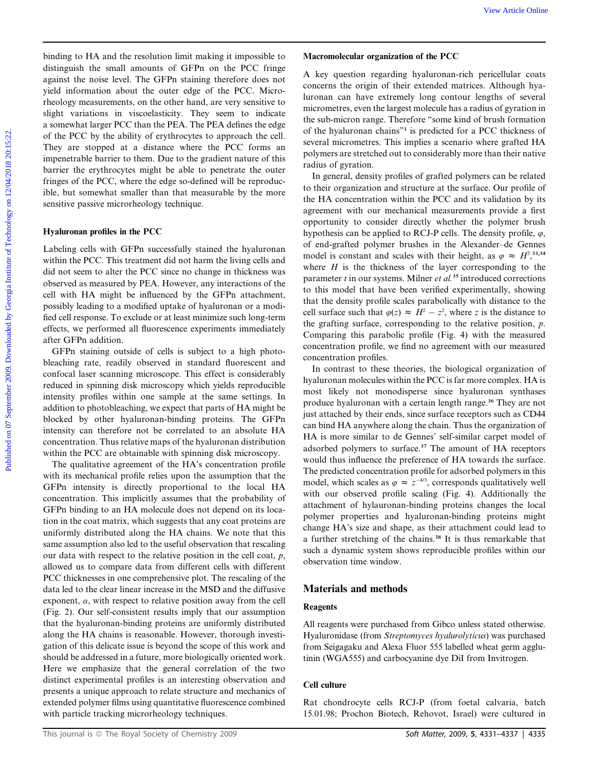binding to HA and the resolution limit making it impossible to distinguish the small amounts of GFPn on the PCC fringe against the noise level. The GFPn staining therefore does not yield information about the outer edge of the PCC. Microrheology measurements, on the other hand, are very sensitive to slight variations in viscoelasticity. They seem to indicate a somewhat larger PCC than the PEA. The PEA defines the edge of the PCC by the ability of erythrocytes to approach the cell. They are stopped at a distance where the PCC forms an impenetrable barrier to them. Due to the gradient nature of this barrier the erythrocytes might be able to penetrate the outer fringes of the PCC, where the edge so-defined will be reproducible, but somewhat smaller than that measurable by the more sensitive passive microrheology technique.

### Hyaluronan profiles in the PCC

Labeling cells with GFPn successfully stained the hyaluronan within the PCC. This treatment did not harm the living cells and did not seem to alter the PCC since no change in thickness was observed as measured by PEA. However, any interactions of the cell with HA might be influenced by the GFPn attachment, possibly leading to a modified uptake of hyaluronan or a modified cell response. To exclude or at least minimize such long-term effects, we performed all fluorescence experiments immediately after GFPn addition.

GFPn staining outside of cells is subject to a high photobleaching rate, readily observed in standard fluorescent and confocal laser scanning microscope. This effect is considerably reduced in spinning disk microscopy which yields reproducible intensity profiles within one sample at the same settings. In addition to photobleaching, we expect that parts of HA might be blocked by other hyaluronan-binding proteins. The GFPn intensity can therefore not be correlated to an absolute HA concentration. Thus relative maps of the hyaluronan distribution within the PCC are obtainable with spinning disk microscopy.

The qualitative agreement of the HA's concentration profile with its mechanical profile relies upon the assumption that the GFPn intensity is directly proportional to the local HA concentration. This implicitly assumes that the probability of GFPn binding to an HA molecule does not depend on its location in the coat matrix, which suggests that any coat proteins are uniformly distributed along the HA chains. We note that this same assumption also led to the useful observation that rescaling our data with respect to the relative position in the cell coat, $p$, allowed us to compare data from different cells with different PCC thicknesses in one comprehensive plot. The rescaling of the data led to the clear linear increase in the MSD and the diffusive exponent, $\alpha$, with respect to relative position away from the cell (Fig. 2). Our self-consistent results imply that our assumption that the hyaluronan-binding proteins are uniformly distributed along the HA chains is reasonable. However, thorough investigation of this delicate issue is beyond the scope of this work and should be addressed in a future, more biologically oriented work. Here we emphasize that the general correlation of the two distinct experimental profiles is an interesting observation and presents a unique approach to relate structure and mechanics of extended polymer films using quantitative fluorescence combined with particle tracking microrheology techniques.

### Macromolecular organization of the PCC

A key question regarding hyaluronan-rich pericellular coats concerns the origin of their extended matrices. Although hyaluronan can have extremely long contour lengths of several micrometres, even the largest molecule has a radius of gyration in the sub-micron range. Therefore "some kind of brush formation of the hyaluronan chains"[1] is predicted for a PCC thickness of several micrometres. This implies a scenario where grafted HA polymers are stretched out to considerably more than their native radius of gyration.

In general, density profiles of grafted polymers can be related to their organization and structure at the surface. Our profile of the HA concentration within the PCC and its validation by its agreement with our mechanical measurements provide a first opportunity to consider directly whether the polymer brush hypothesis can be applied to RCJ-P cells. The density profile, $\varphi$, of end-grafted polymer brushes in the Alexander–de Gennes model is constant and scales with their height, as $\varphi \approx H^2$,[33,34] where $H$ is the thickness of the layer corresponding to the parameter $t$ in our systems. Milner *et al.*[35] introduced corrections to this model that have been verified experimentally, showing that the density profile scales parabolically with distance to the cell surface such that $\varphi(z) \approx H^2 - z^2$, where $z$ is the distance to the grafting surface, corresponding to the relative position, $p$. Comparing this parabolic profile (Fig. 4) with the measured concentration profile, we find no agreement with our measured concentration profiles.

In contrast to these theories, the biological organization of hyaluronan molecules within the PCC is far more complex. HA is most likely not monodisperse since hyaluronan synthases produce hyaluronan with a certain length range.[36] They are not just attached by their ends, since surface receptors such as CD44 can bind HA anywhere along the chain. Thus the organization of HA is more similar to de Gennes' self-similar carpet model of adsorbed polymers to surface.[37] The amount of HA receptors would thus influence the preference of HA towards the surface. The predicted concentration profile for adsorbed polymers in this model, which scales as $\varphi \approx z^{-4/3}$, corresponds qualitatively well with our observed profile scaling (Fig. 4). Additionally the attachment of hylauronan-binding proteins changes the local polymer properties and hyaluronan-binding proteins might change HA's size and shape, as their attachment could lead to a further stretching of the chains.[38] It is thus remarkable that such a dynamic system shows reproducible profiles within our observation time window.

## Materials and methods

### Reagents

All reagents were purchased from Gibco unless stated otherwise. Hyaluronidase (from *Streptomyces hyalurolyticus*) was purchased from Seigagaku and Alexa Fluor 555 labelled wheat germ agglutinin (WGA555) and carbocyanine dye DiI from Invitrogen.

### Cell culture

Rat chondrocyte cells RCJ-P (from foetal calvaria, batch 15.01.98; Prochon Biotech, Rehovot, Israel) were cultured in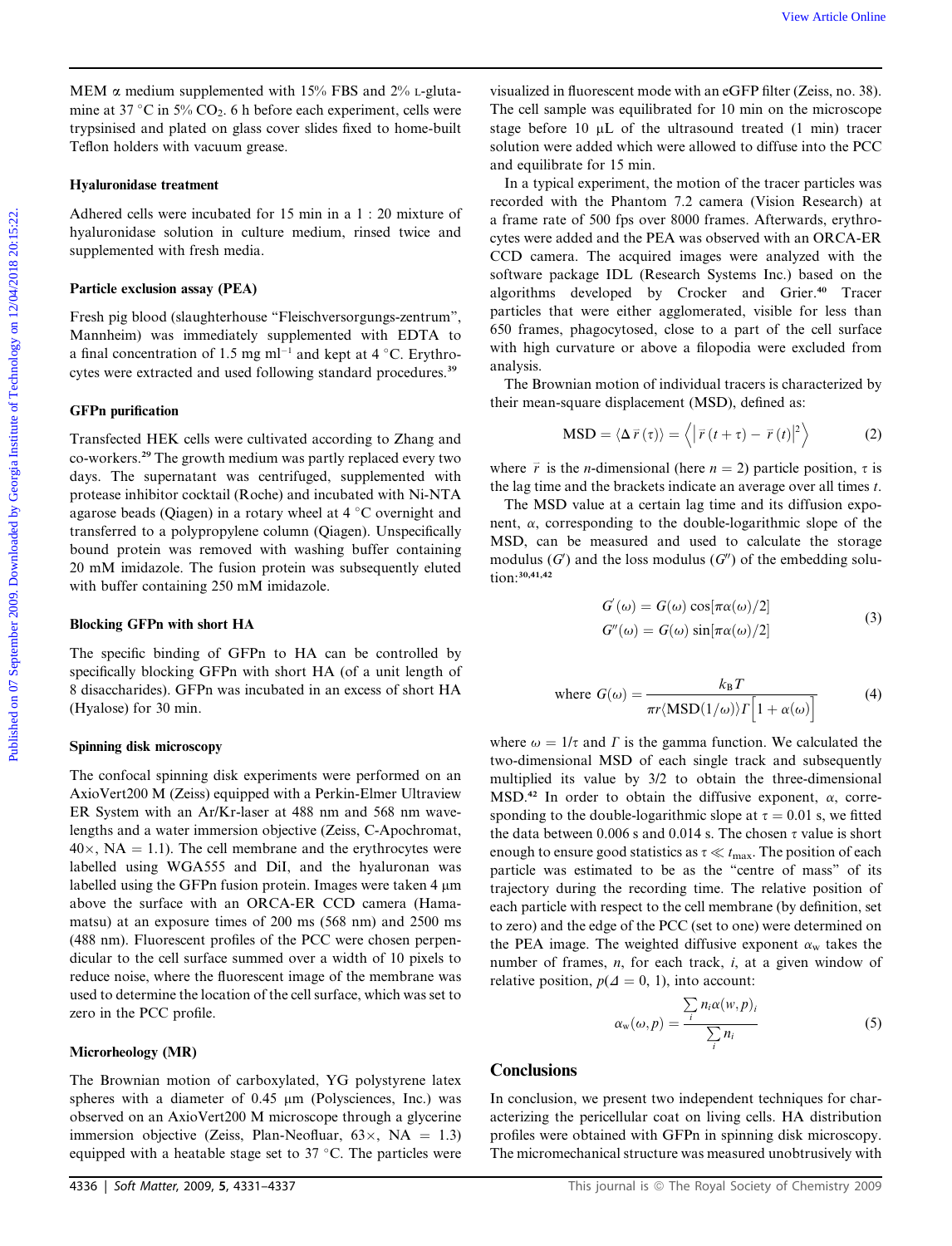MEM α medium supplemented with 15% FBS and 2% L-glutamine at 37 °C in 5% $CO_2$. 6 h before each experiment, cells were trypsinised and plated on glass cover slides fixed to home-built Teflon holders with vacuum grease.

### Hyaluronidase treatment

Adhered cells were incubated for 15 min in a 1 : 20 mixture of hyaluronidase solution in culture medium, rinsed twice and supplemented with fresh media.

### Particle exclusion assay (PEA)

Fresh pig blood (slaughterhouse "Fleischversorgungs-zentrum", Mannheim) was immediately supplemented with EDTA to a final concentration of 1.5 mg ml$^{-1}$ and kept at 4 °C. Erythrocytes were extracted and used following standard procedures.[39]

### GFPn purification

Transfected HEK cells were cultivated according to Zhang and co-workers.[29] The growth medium was partly replaced every two days. The supernatant was centrifuged, supplemented with protease inhibitor cocktail (Roche) and incubated with Ni-NTA agarose beads (Qiagen) in a rotary wheel at 4 °C overnight and transferred to a polypropylene column (Qiagen). Unspecifically bound protein was removed with washing buffer containing 20 mM imidazole. The fusion protein was subsequently eluted with buffer containing 250 mM imidazole.

### Blocking GFPn with short HA

The specific binding of GFPn to HA can be controlled by specifically blocking GFPn with short HA (of a unit length of 8 disaccharides). GFPn was incubated in an excess of short HA (Hyalose) for 30 min.

### Spinning disk microscopy

The confocal spinning disk experiments were performed on an AxioVert200 M (Zeiss) equipped with a Perkin-Elmer Ultraview ER System with an Ar/Kr-laser at 488 nm and 568 nm wavelengths and a water immersion objective (Zeiss, C-Apochromat, 40×, NA = 1.1). The cell membrane and the erythrocytes were labelled using WGA555 and DiI, and the hyaluronan was labelled using the GFPn fusion protein. Images were taken 4 μm above the surface with an ORCA-ER CCD camera (Hamamatsu) at an exposure times of 200 ms (568 nm) and 2500 ms (488 nm). Fluorescent profiles of the PCC were chosen perpendicular to the cell surface summed over a width of 10 pixels to reduce noise, where the fluorescent image of the membrane was used to determine the location of the cell surface, which was set to zero in the PCC profile.

### Microrheology (MR)

The Brownian motion of carboxylated, YG polystyrene latex spheres with a diameter of 0.45 μm (Polysciences, Inc.) was observed on an AxioVert200 M microscope through a glycerine immersion objective (Zeiss, Plan-Neofluar, 63×, NA = 1.3) equipped with a heatable stage set to 37 °C. The particles were visualized in fluorescent mode with an eGFP filter (Zeiss, no. 38). The cell sample was equilibrated for 10 min on the microscope stage before 10 μL of the ultrasound treated (1 min) tracer solution were added which were allowed to diffuse into the PCC and equilibrate for 15 min.

In a typical experiment, the motion of the tracer particles was recorded with the Phantom 7.2 camera (Vision Research) at a frame rate of 500 fps over 8000 frames. Afterwards, erythrocytes were added and the PEA was observed with an ORCA-ER CCD camera. The acquired images were analyzed with the software package IDL (Research Systems Inc.) based on the algorithms developed by Crocker and Grier.[40] Tracer particles that were either agglomerated, visible for less than 650 frames, phagocytosed, close to a part of the cell surface with high curvature or above a filopodia were excluded from analysis.

The Brownian motion of individual tracers is characterized by their mean-square displacement (MSD), defined as:

$$\text{MSD} = \langle \Delta \vec{r}(\tau) \rangle = \left\langle \left| \vec{r}(t+\tau) - \vec{r}(t) \right|^2 \right\rangle \tag{2}$$

where $\vec{r}$ is the $n$-dimensional (here $n = 2$) particle position, $\tau$ is the lag time and the brackets indicate an average over all times $t$.

The MSD value at a certain lag time and its diffusion exponent, $\alpha$, corresponding to the double-logarithmic slope of the MSD, can be measured and used to calculate the storage modulus ($G'$) and the loss modulus ($G''$) of the embedding solution:[30,41,42]

$$\begin{aligned} G'(\omega) &= G(\omega) \cos[\pi\alpha(\omega)/2] \\ G''(\omega) &= G(\omega) \sin[\pi\alpha(\omega)/2] \end{aligned} \tag{3}$$

$$\text{where } G(\omega) = \frac{k_B T}{\pi r \langle \text{MSD}(1/\omega) \rangle \Gamma\left[1 + \alpha(\omega)\right]} \tag{4}$$

where $\omega = 1/\tau$ and $\Gamma$ is the gamma function. We calculated the two-dimensional MSD of each single track and subsequently multiplied its value by 3/2 to obtain the three-dimensional MSD.[42] In order to obtain the diffusive exponent, $\alpha$, corresponding to the double-logarithmic slope at $\tau = 0.01$ s, we fitted the data between 0.006 s and 0.014 s. The chosen $\tau$ value is short enough to ensure good statistics as $\tau \ll t_{max}$. The position of each particle was estimated to be as the "centre of mass" of its trajectory during the recording time. The relative position of each particle with respect to the cell membrane (by definition, set to zero) and the edge of the PCC (set to one) were determined on the PEA image. The weighted diffusive exponent $\alpha_w$ takes the number of frames, $n$, for each track, $i$, at a given window of relative position, $p(\Delta = 0, 1)$, into account:

$$\alpha_w(\omega, p) = \frac{\sum_i n_i \alpha(w, p)_i}{\sum_i n_i} \tag{5}$$

## Conclusions

In conclusion, we present two independent techniques for characterizing the pericellular coat on living cells. HA distribution profiles were obtained with GFPn in spinning disk microscopy. The micromechanical structure was measured unobtrusively with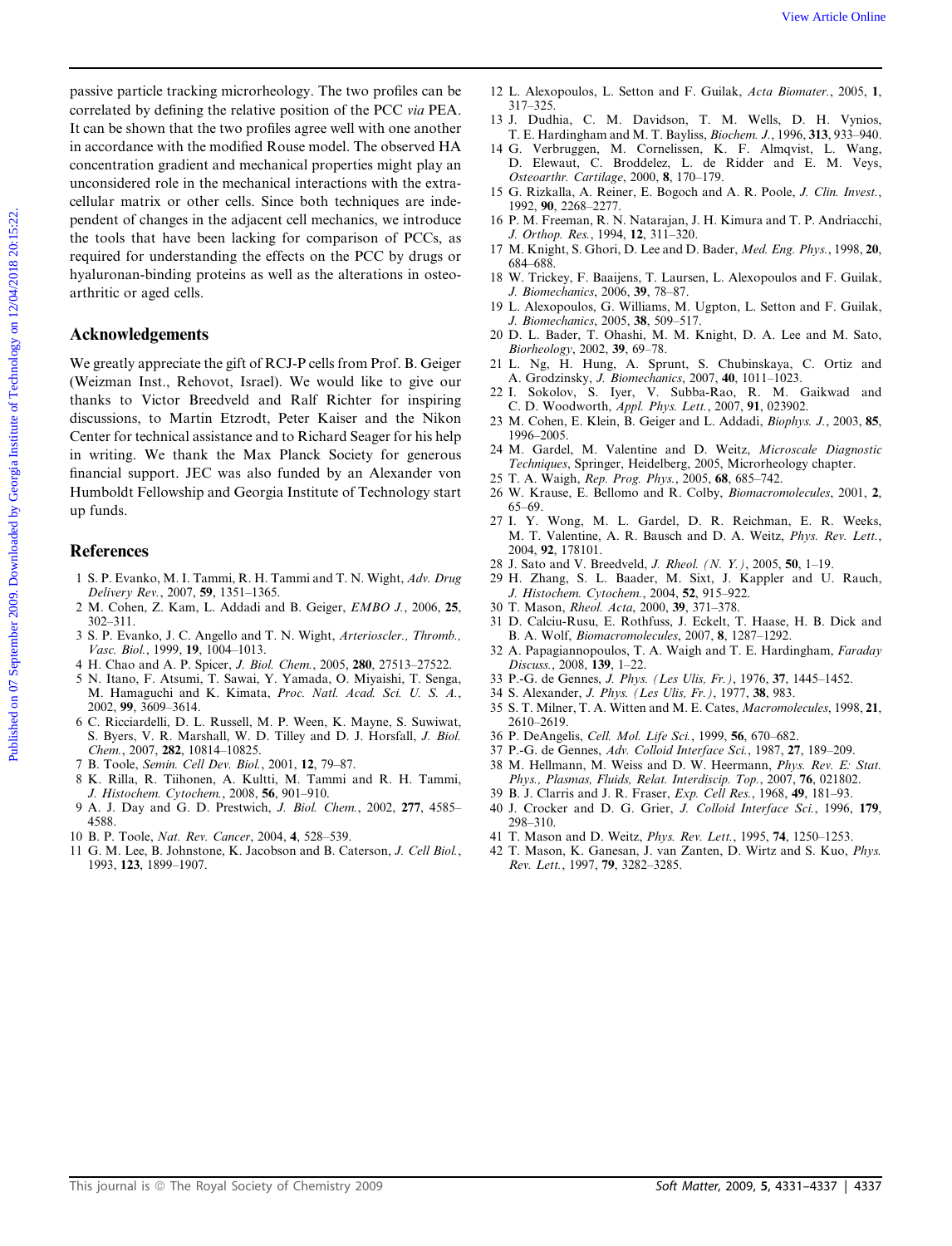passive particle tracking microrheology. The two profiles can be correlated by defining the relative position of the PCC *via* PEA. It can be shown that the two profiles agree well with one another in accordance with the modified Rouse model. The observed HA concentration gradient and mechanical properties might play an unconsidered role in the mechanical interactions with the extracellular matrix or other cells. Since both techniques are independent of changes in the adjacent cell mechanics, we introduce the tools that have been lacking for comparison of PCCs, as required for understanding the effects on the PCC by drugs or hyaluronan-binding proteins as well as the alterations in osteoarthritic or aged cells.

## Acknowledgements

We greatly appreciate the gift of RCJ-P cells from Prof. B. Geiger (Weizman Inst., Rehovot, Israel). We would like to give our thanks to Victor Breedveld and Ralf Richter for inspiring discussions, to Martin Etzrodt, Peter Kaiser and the Nikon Center for technical assistance and to Richard Seager for his help in writing. We thank the Max Planck Society for generous financial support. JEC was also funded by an Alexander von Humboldt Fellowship and Georgia Institute of Technology start up funds.

## References

1. S. P. Evanko, M. I. Tammi, R. H. Tammi and T. N. Wight, *Adv. Drug Delivery Rev.*, 2007, **59**, 1351–1365.
2. M. Cohen, Z. Kam, L. Addadi and B. Geiger, *EMBO J.*, 2006, **25**, 302–311.
3. S. P. Evanko, J. C. Angello and T. N. Wight, *Arterioscler., Thromb., Vasc. Biol.*, 1999, **19**, 1004–1013.
4. H. Chao and A. P. Spicer, *J. Biol. Chem.*, 2005, **280**, 27513–27522.
5. N. Itano, F. Atsumi, T. Sawai, Y. Yamada, O. Miyaishi, T. Senga, M. Hamaguchi and K. Kimata, *Proc. Natl. Acad. Sci. U. S. A.*, 2002, **99**, 3609–3614.
6. C. Ricciardelli, D. L. Russell, M. P. Ween, K. Mayne, S. Suwiwat, S. Byers, V. R. Marshall, W. D. Tilley and D. J. Horsfall, *J. Biol. Chem.*, 2007, **282**, 10814–10825.
7. B. Toole, *Semin. Cell Dev. Biol.*, 2001, **12**, 79–87.
8. K. Rilla, R. Tiihonen, A. Kultti, M. Tammi and R. H. Tammi, *J. Histochem. Cytochem.*, 2008, **56**, 901–910.
9. A. J. Day and G. D. Prestwich, *J. Biol. Chem.*, 2002, **277**, 4585–4588.
10. B. P. Toole, *Nat. Rev. Cancer*, 2004, **4**, 528–539.
11. G. M. Lee, B. Johnstone, K. Jacobson and B. Caterson, *J. Cell Biol.*, 1993, **123**, 1899–1907.
12. L. Alexopoulos, L. Setton and F. Guilak, *Acta Biomater.*, 2005, **1**, 317–325.
13. J. Dudhia, C. M. Davidson, T. M. Wells, D. H. Vynios, T. E. Hardingham and M. T. Bayliss, *Biochem. J.*, 1996, **313**, 933–940.
14. G. Verbruggen, M. Cornelissen, K. F. Almqvist, L. Wang, D. Elewaut, C. Broddelez, L. de Ridder and E. M. Veys, *Osteoarthr. Cartilage*, 2000, **8**, 170–179.
15. G. Rizkalla, A. Reiner, E. Bogoch and A. R. Poole, *J. Clin. Invest.*, 1992, **90**, 2268–2277.
16. P. M. Freeman, R. N. Natarajan, J. H. Kimura and T. P. Andriacchi, *J. Orthop. Res.*, 1994, **12**, 311–320.
17. M. Knight, S. Ghori, D. Lee and D. Bader, *Med. Eng. Phys.*, 1998, **20**, 684–688.
18. W. Trickey, F. Baaijens, T. Laursen, L. Alexopoulos and F. Guilak, *J. Biomechanics*, 2006, **39**, 78–87.
19. L. Alexopoulos, G. Williams, M. Ugpton, L. Setton and F. Guilak, *J. Biomechanics*, 2005, **38**, 509–517.
20. D. L. Bader, T. Ohashi, M. M. Knight, D. A. Lee and M. Sato, *Biorheology*, 2002, **39**, 69–78.
21. L. Ng, H. Hung, A. Sprunt, S. Chubinskaya, C. Ortiz and A. Grodzinsky, *J. Biomechanics*, 2007, **40**, 1011–1023.
22. I. Sokolov, S. Iyer, V. Subba-Rao, R. M. Gaikwad and C. D. Woodworth, *Appl. Phys. Lett.*, 2007, **91**, 023902.
23. M. Cohen, E. Klein, B. Geiger and L. Addadi, *Biophys. J.*, 2003, **85**, 1996–2005.
24. M. Gardel, M. Valentine and D. Weitz, *Microscale Diagnostic Techniques*, Springer, Heidelberg, 2005, Microrheology chapter.
25. T. A. Waigh, *Rep. Prog. Phys.*, 2005, **68**, 685–742.
26. W. Krause, E. Bellomo and R. Colby, *Biomacromolecules*, 2001, **2**, 65–69.
27. I. Y. Wong, M. L. Gardel, D. R. Reichman, E. R. Weeks, M. T. Valentine, A. R. Bausch and D. A. Weitz, *Phys. Rev. Lett.*, 2004, **92**, 178101.
28. J. Sato and V. Breedveld, *J. Rheol. (N. Y.)*, 2005, **50**, 1–19.
29. H. Zhang, S. L. Baader, M. Sixt, J. Kappler and U. Rauch, *J. Histochem. Cytochem.*, 2004, **52**, 915–922.
30. T. Mason, *Rheol. Acta*, 2000, **39**, 371–378.
31. D. Calciu-Rusu, E. Rothfuss, J. Eckelt, T. Haase, H. B. Dick and B. A. Wolf, *Biomacromolecules*, 2007, **8**, 1287–1292.
32. A. Papagiannopoulos, T. A. Waigh and T. E. Hardingham, *Faraday Discuss.*, 2008, **139**, 1–22.
33. P.-G. de Gennes, *J. Phys. (Les Ulis, Fr.)*, 1976, **37**, 1445–1452.
34. S. Alexander, *J. Phys. (Les Ulis, Fr.)*, 1977, **38**, 983.
35. S. T. Milner, T. A. Witten and M. E. Cates, *Macromolecules*, 1998, **21**, 2610–2619.
36. P. DeAngelis, *Cell. Mol. Life Sci.*, 1999, **56**, 670–682.
37. P.-G. de Gennes, *Adv. Colloid Interface Sci.*, 1987, **27**, 189–209.
38. M. Hellmann, M. Weiss and D. W. Heermann, *Phys. Rev. E: Stat. Phys., Plasmas, Fluids, Relat. Interdiscip. Top.*, 2007, **76**, 021802.
39. B. J. Clarris and J. R. Fraser, *Exp. Cell Res.*, 1968, **49**, 181–93.
40. J. Crocker and D. G. Grier, *J. Colloid Interface Sci.*, 1996, **179**, 298–310.
41. T. Mason and D. Weitz, *Phys. Rev. Lett.*, 1995, **74**, 1250–1253.
42. T. Mason, K. Ganesan, J. van Zanten, D. Wirtz and S. Kuo, *Phys. Rev. Lett.*, 1997, **79**, 3282–3285.